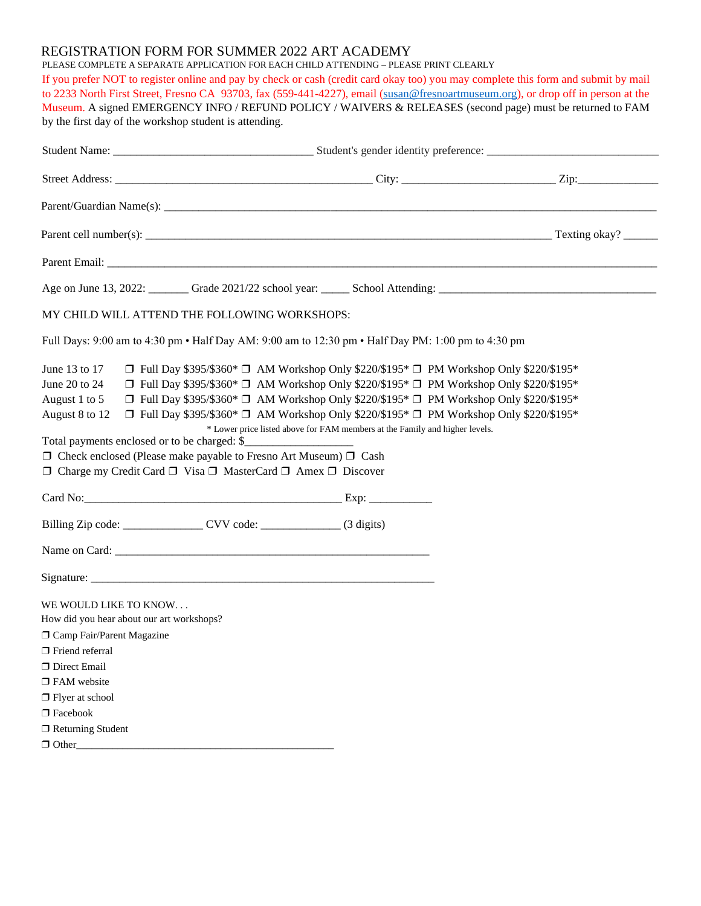# REGISTRATION FORM FOR SUMMER 2022 ART ACADEMY

PLEASE COMPLETE A SEPARATE APPLICATION FOR EACH CHILD ATTENDING – PLEASE PRINT CLEARLY

If you prefer NOT to register online and pay by check or cash (credit card okay too) you may complete this form and submit by mail to 2233 North First Street, Fresno CA 93703, fax (559-441-4227), email (susan@fresnoartmuseum.org), or drop off in person at the Museum. A signed EMERGENCY INFO / REFUND POLICY / WAIVERS & RELEASES (second page) must be returned to FAM by the first day of the workshop student is attending.

Student Name: ________________________________ Student's gender identity preference: ____________________________

Street Address: ____________________________________________ City: _________________________ Zip:_____________

Parent/Guardian Name(s): ________________________________________________________________________________

Parent cell number(s): _________________________________________________________________ Texting okay? ______

Parent Email: _______________________________________________________________________________________

Age on June 13, 2022: _______ Grade 2021/22 school year: _____ School Attending: ___________________________________

MY CHILD WILL ATTEND THE FOLLOWING WORKSHOPS:

Full Days: 9:00 am to 4:30 pm • Half Day AM: 9:00 am to 12:30 pm • Half Day PM: 1:00 pm to 4:30 pm

June 13 to 17 ❒ Full Day $395/$360* ❒ AM Workshop Only $220/$195* ❒ PM Workshop Only $220/$195*
June 20 to 24 ❒ Full Day $395/$360* ❒ AM Workshop Only $220/$195* ❒ PM Workshop Only $220/$195*
August 1 to 5 ❒ Full Day $395/$360* ❒ AM Workshop Only $220/$195* ❒ PM Workshop Only $220/$195*
August 8 to 12 ❒ Full Day $395/$360* ❒ AM Workshop Only $220/$195* ❒ PM Workshop Only $220/$195*

\* Lower price listed above for FAM members at the Family and higher levels.

Total payments enclosed or to be charged: $__________________

❒ Check enclosed (Please make payable to Fresno Art Museum) ❒ Cash
❒ Charge my Credit Card ❒ Visa ❒ MasterCard ❒ Amex ❒ Discover

Card No:____________________________________________ Exp: ___________

Billing Zip code: _____________ CVV code: _____________ (3 digits)

Name on Card: ______________________________________________________

Signature: __________________________________________________________

WE WOULD LIKE TO KNOW. . .

How did you hear about our art workshops?

❒ Camp Fair/Parent Magazine
❒ Friend referral
❒ Direct Email
❒ FAM website
❒ Flyer at school
❒ Facebook
❒ Returning Student
❒ Other_______________________________________________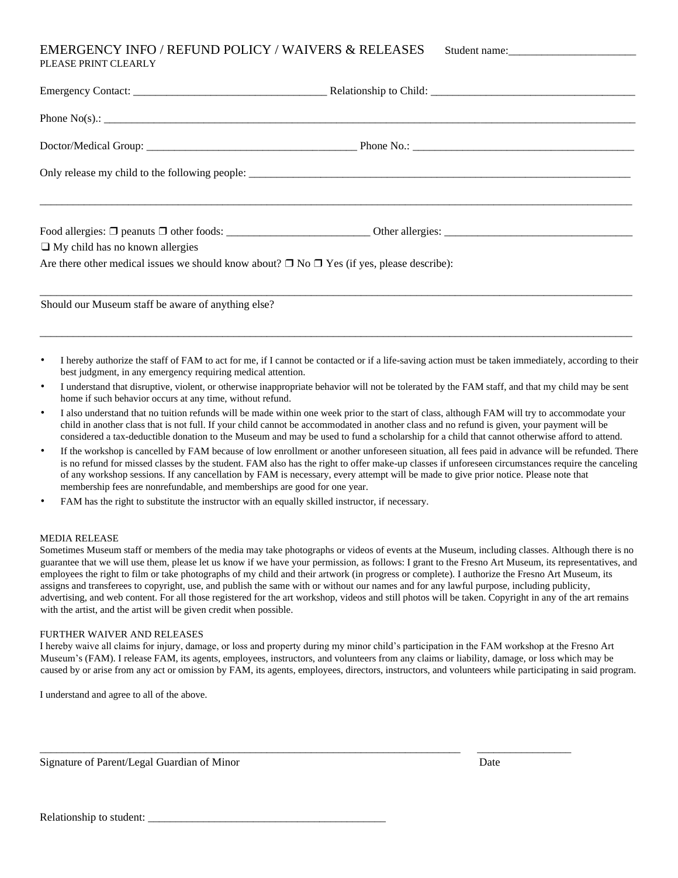EMERGENCY INFO / REFUND POLICY / WAIVERS & RELEASES Student name:_______________________

PLEASE PRINT CLEARLY

Emergency Contact: ___________________________________ Relationship to Child: ______________________________________

Phone No(s).: _______________________________________________________________________________________________

Doctor/Medical Group: ______________________________________ Phone No.: _________________________________________

Only release my child to the following people: ___________________________________________________________________

_____________________________________________________________________________________________________

Food allergies: ❐ peanuts ❐ other foods: ___________________________ Other allergies: ___________________________________

❐ My child has no known allergies

Are there other medical issues we should know about? ❐ No ❐ Yes (if yes, please describe):

_____________________________________________________________________________________________________

Should our Museum staff be aware of anything else?

_____________________________________________________________________________________________________

- I hereby authorize the staff of FAM to act for me, if I cannot be contacted or if a life-saving action must be taken immediately, according to their best judgment, in any emergency requiring medical attention.
- I understand that disruptive, violent, or otherwise inappropriate behavior will not be tolerated by the FAM staff, and that my child may be sent home if such behavior occurs at any time, without refund.
- I also understand that no tuition refunds will be made within one week prior to the start of class, although FAM will try to accommodate your child in another class that is not full. If your child cannot be accommodated in another class and no refund is given, your payment will be considered a tax-deductible donation to the Museum and may be used to fund a scholarship for a child that cannot otherwise afford to attend.
- If the workshop is cancelled by FAM because of low enrollment or another unforeseen situation, all fees paid in advance will be refunded. There is no refund for missed classes by the student. FAM also has the right to offer make-up classes if unforeseen circumstances require the canceling of any workshop sessions. If any cancellation by FAM is necessary, every attempt will be made to give prior notice. Please note that membership fees are nonrefundable, and memberships are good for one year.
- FAM has the right to substitute the instructor with an equally skilled instructor, if necessary.

MEDIA RELEASE

Sometimes Museum staff or members of the media may take photographs or videos of events at the Museum, including classes. Although there is no guarantee that we will use them, please let us know if we have your permission, as follows: I grant to the Fresno Art Museum, its representatives, and employees the right to film or take photographs of my child and their artwork (in progress or complete). I authorize the Fresno Art Museum, its assigns and transferees to copyright, use, and publish the same with or without our names and for any lawful purpose, including publicity, advertising, and web content. For all those registered for the art workshop, videos and still photos will be taken. Copyright in any of the art remains with the artist, and the artist will be given credit when possible.

FURTHER WAIVER AND RELEASES

I hereby waive all claims for injury, damage, or loss and property during my minor child's participation in the FAM workshop at the Fresno Art Museum's (FAM). I release FAM, its agents, employees, instructors, and volunteers from any claims or liability, damage, or loss which may be caused by or arise from any act or omission by FAM, its agents, employees, directors, instructors, and volunteers while participating in said program.

I understand and agree to all of the above.

__________________________________________________________________________ _________________

Signature of Parent/Legal Guardian of Minor Date

Relationship to student: ___________________________________________